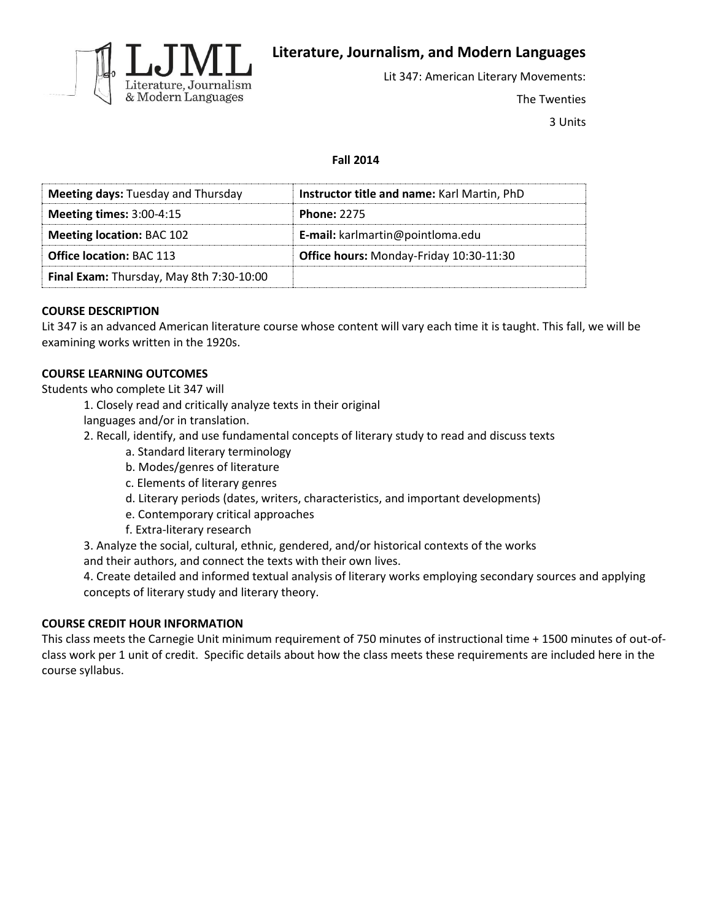# Literature, Journalism, and Modern Languages

Lit 347: American Literary Movements:

The Twenties

3 Units

**Fall 2014**

| **Meeting days:** Tuesday and Thursday | **Instructor title and name:** Karl Martin, PhD |
|---|---|
| **Meeting times:** 3:00-4:15 | **Phone:** 2275 |
| **Meeting location:** BAC 102 | **E-mail:** karlmartin@pointloma.edu |
| **Office location:** BAC 113 | **Office hours:** Monday-Friday 10:30-11:30 |
| **Final Exam:** Thursday, May 8th 7:30-10:00 | |

**COURSE DESCRIPTION**

Lit 347 is an advanced American literature course whose content will vary each time it is taught. This fall, we will be examining works written in the 1920s.

**COURSE LEARNING OUTCOMES**

Students who complete Lit 347 will

1. Closely read and critically analyze texts in their original languages and/or in translation.
2. Recall, identify, and use fundamental concepts of literary study to read and discuss texts
   a. Standard literary terminology
   b. Modes/genres of literature
   c. Elements of literary genres
   d. Literary periods (dates, writers, characteristics, and important developments)
   e. Contemporary critical approaches
   f. Extra-literary research
3. Analyze the social, cultural, ethnic, gendered, and/or historical contexts of the works and their authors, and connect the texts with their own lives.
4. Create detailed and informed textual analysis of literary works employing secondary sources and applying concepts of literary study and literary theory.

**COURSE CREDIT HOUR INFORMATION**

This class meets the Carnegie Unit minimum requirement of 750 minutes of instructional time + 1500 minutes of out-of-class work per 1 unit of credit. Specific details about how the class meets these requirements are included here in the course syllabus.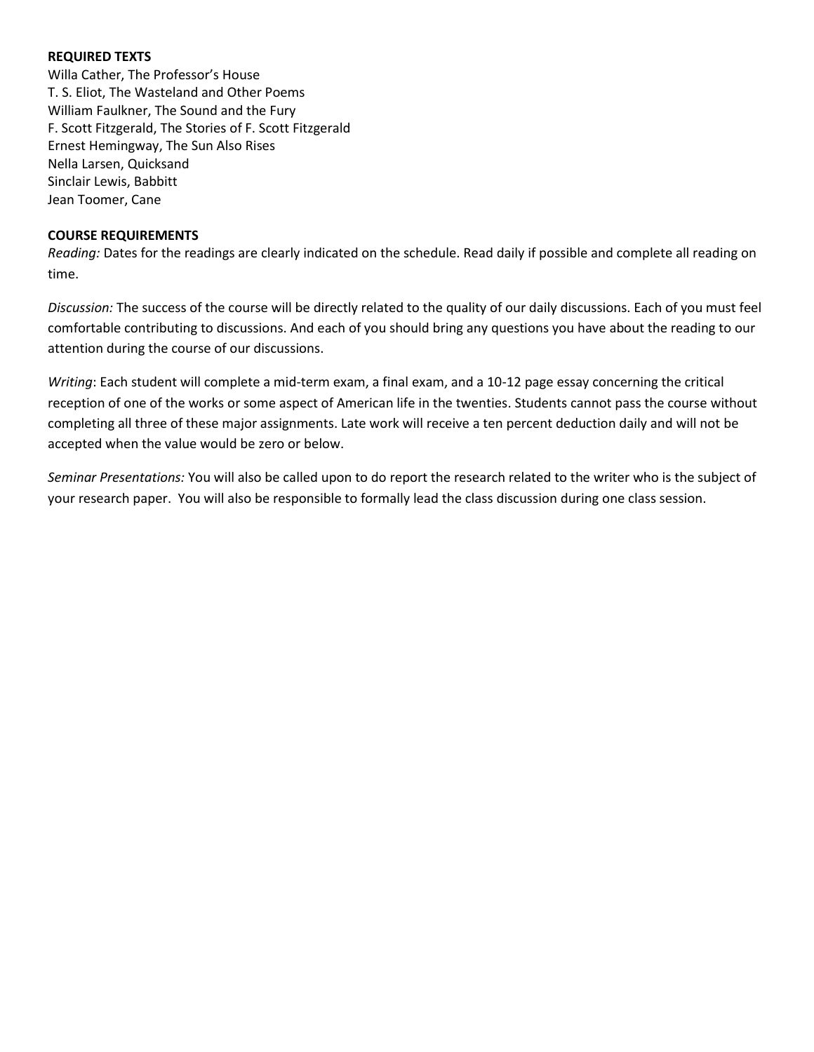**REQUIRED TEXTS**

Willa Cather, The Professor's House
T. S. Eliot, The Wasteland and Other Poems
William Faulkner, The Sound and the Fury
F. Scott Fitzgerald, The Stories of F. Scott Fitzgerald
Ernest Hemingway, The Sun Also Rises
Nella Larsen, Quicksand
Sinclair Lewis, Babbitt
Jean Toomer, Cane

**COURSE REQUIREMENTS**

*Reading:* Dates for the readings are clearly indicated on the schedule. Read daily if possible and complete all reading on time.

*Discussion:* The success of the course will be directly related to the quality of our daily discussions. Each of you must feel comfortable contributing to discussions. And each of you should bring any questions you have about the reading to our attention during the course of our discussions.

*Writing*: Each student will complete a mid-term exam, a final exam, and a 10-12 page essay concerning the critical reception of one of the works or some aspect of American life in the twenties. Students cannot pass the course without completing all three of these major assignments. Late work will receive a ten percent deduction daily and will not be accepted when the value would be zero or below.

*Seminar Presentations:* You will also be called upon to do report the research related to the writer who is the subject of your research paper. You will also be responsible to formally lead the class discussion during one class session.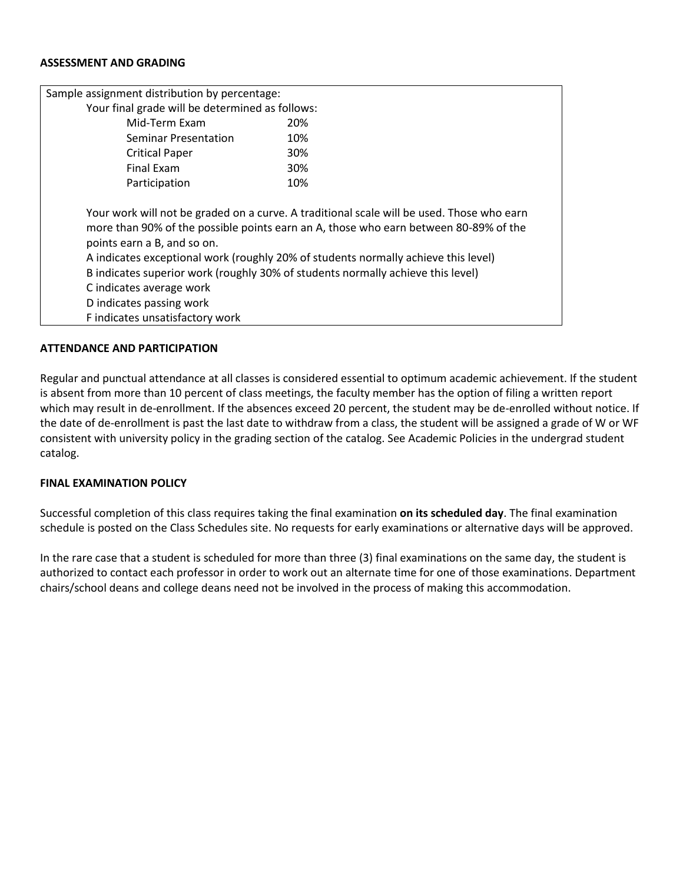**ASSESSMENT AND GRADING**

Sample assignment distribution by percentage:

Your final grade will be determined as follows:

| Assignment | Percentage |
| --- | --- |
| Mid-Term Exam | 20% |
| Seminar Presentation | 10% |
| Critical Paper | 30% |
| Final Exam | 30% |
| Participation | 10% |

Your work will not be graded on a curve. A traditional scale will be used. Those who earn more than 90% of the possible points earn an A, those who earn between 80-89% of the points earn a B, and so on.

A indicates exceptional work (roughly 20% of students normally achieve this level)
B indicates superior work (roughly 30% of students normally achieve this level)
C indicates average work
D indicates passing work
F indicates unsatisfactory work

**ATTENDANCE AND PARTICIPATION**

Regular and punctual attendance at all classes is considered essential to optimum academic achievement. If the student is absent from more than 10 percent of class meetings, the faculty member has the option of filing a written report which may result in de-enrollment. If the absences exceed 20 percent, the student may be de-enrolled without notice. If the date of de-enrollment is past the last date to withdraw from a class, the student will be assigned a grade of W or WF consistent with university policy in the grading section of the catalog. See Academic Policies in the undergrad student catalog.

**FINAL EXAMINATION POLICY**

Successful completion of this class requires taking the final examination **on its scheduled day**. The final examination schedule is posted on the Class Schedules site. No requests for early examinations or alternative days will be approved.

In the rare case that a student is scheduled for more than three (3) final examinations on the same day, the student is authorized to contact each professor in order to work out an alternate time for one of those examinations. Department chairs/school deans and college deans need not be involved in the process of making this accommodation.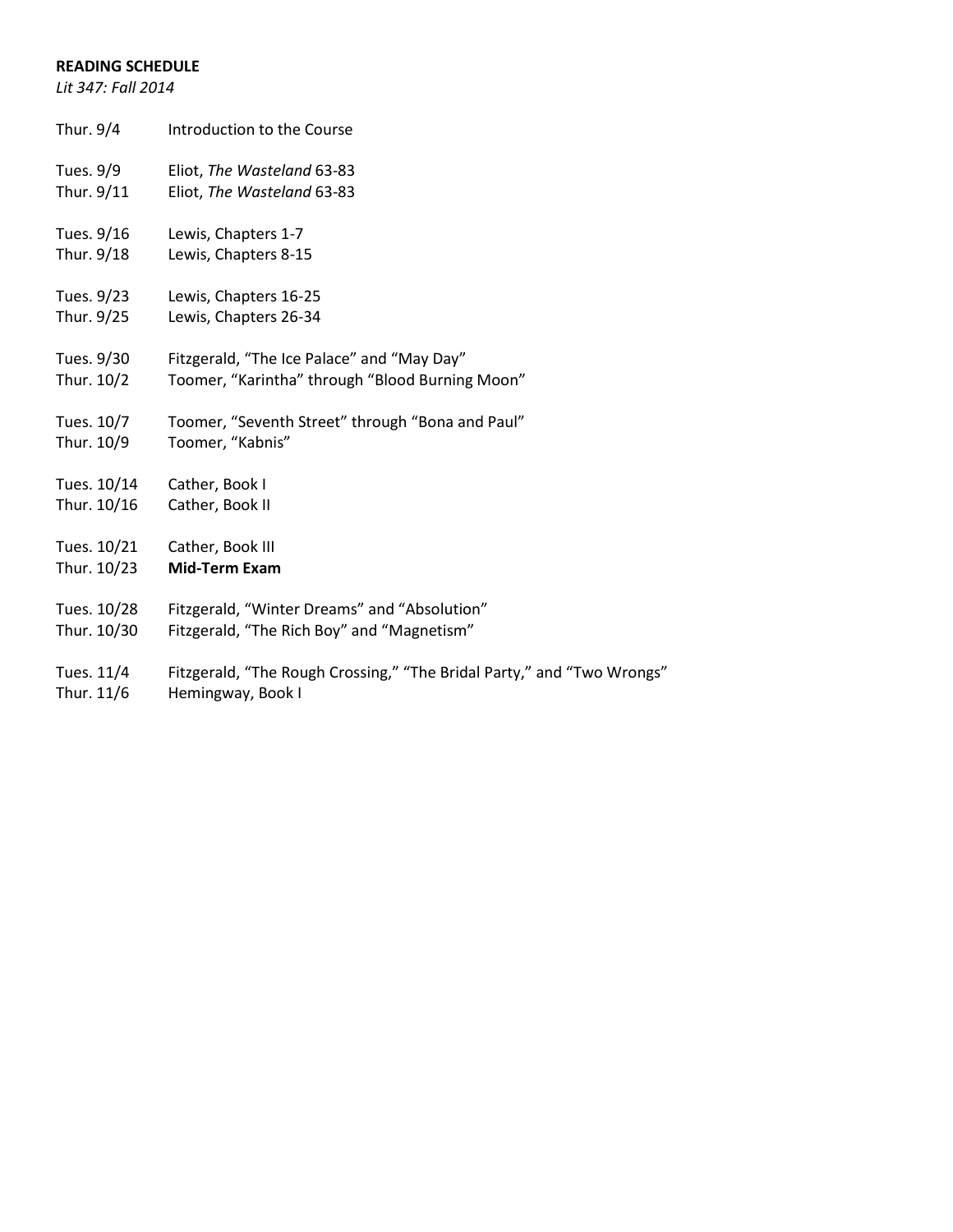**READING SCHEDULE**

*Lit 347: Fall 2014*

| | |
|---|---|
| Thur. 9/4 | Introduction to the Course |
| Tues. 9/9 | Eliot, *The Wasteland* 63-83 |
| Thur. 9/11 | Eliot, *The Wasteland* 63-83 |
| Tues. 9/16 | Lewis, Chapters 1-7 |
| Thur. 9/18 | Lewis, Chapters 8-15 |
| Tues. 9/23 | Lewis, Chapters 16-25 |
| Thur. 9/25 | Lewis, Chapters 26-34 |
| Tues. 9/30 | Fitzgerald, "The Ice Palace" and "May Day" |
| Thur. 10/2 | Toomer, "Karintha" through "Blood Burning Moon" |
| Tues. 10/7 | Toomer, "Seventh Street" through "Bona and Paul" |
| Thur. 10/9 | Toomer, "Kabnis" |
| Tues. 10/14 | Cather, Book I |
| Thur. 10/16 | Cather, Book II |
| Tues. 10/21 | Cather, Book III |
| Thur. 10/23 | **Mid-Term Exam** |
| Tues. 10/28 | Fitzgerald, "Winter Dreams" and "Absolution" |
| Thur. 10/30 | Fitzgerald, "The Rich Boy" and "Magnetism" |
| Tues. 11/4 | Fitzgerald, "The Rough Crossing," "The Bridal Party," and "Two Wrongs" |
| Thur. 11/6 | Hemingway, Book I |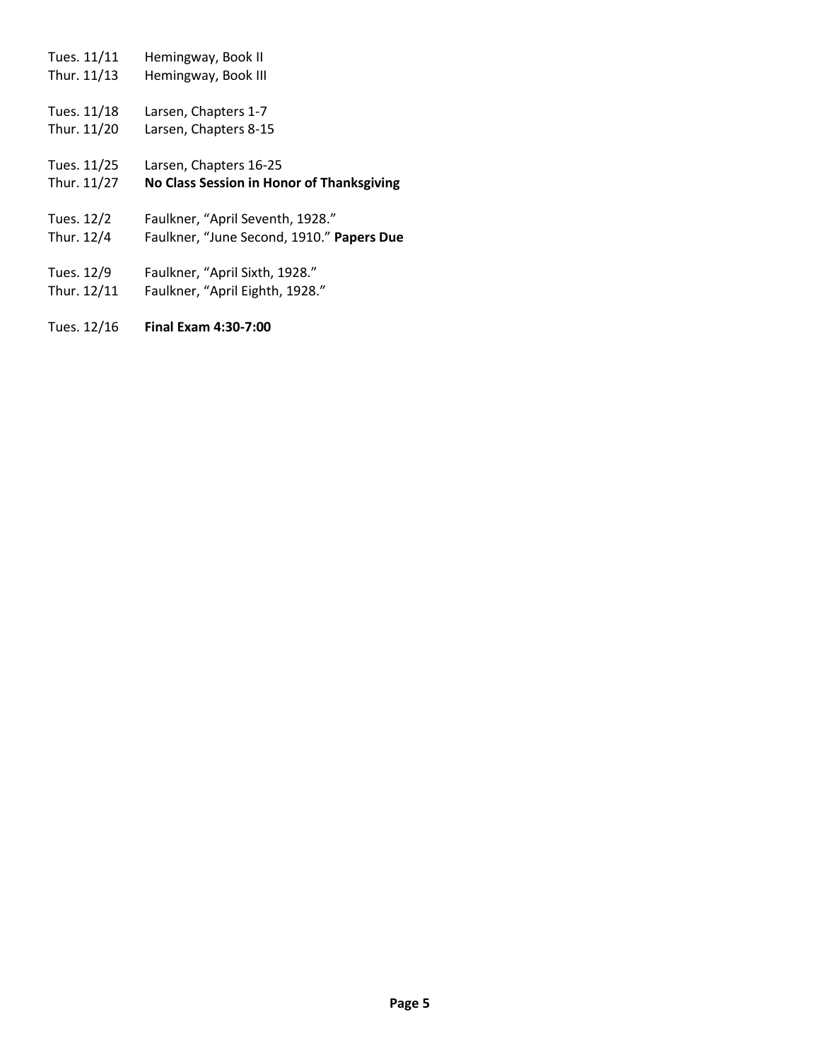| | |
|---|---|
| Tues. 11/11 | Hemingway, Book II |
| Thur. 11/13 | Hemingway, Book III |
| Tues. 11/18 | Larsen, Chapters 1-7 |
| Thur. 11/20 | Larsen, Chapters 8-15 |
| Tues. 11/25 | Larsen, Chapters 16-25 |
| Thur. 11/27 | **No Class Session in Honor of Thanksgiving** |
| Tues. 12/2 | Faulkner, “April Seventh, 1928.” |
| Thur. 12/4 | Faulkner, “June Second, 1910.” **Papers Due** |
| Tues. 12/9 | Faulkner, “April Sixth, 1928.” |
| Thur. 12/11 | Faulkner, “April Eighth, 1928.” |
| Tues. 12/16 | **Final Exam 4:30-7:00** |